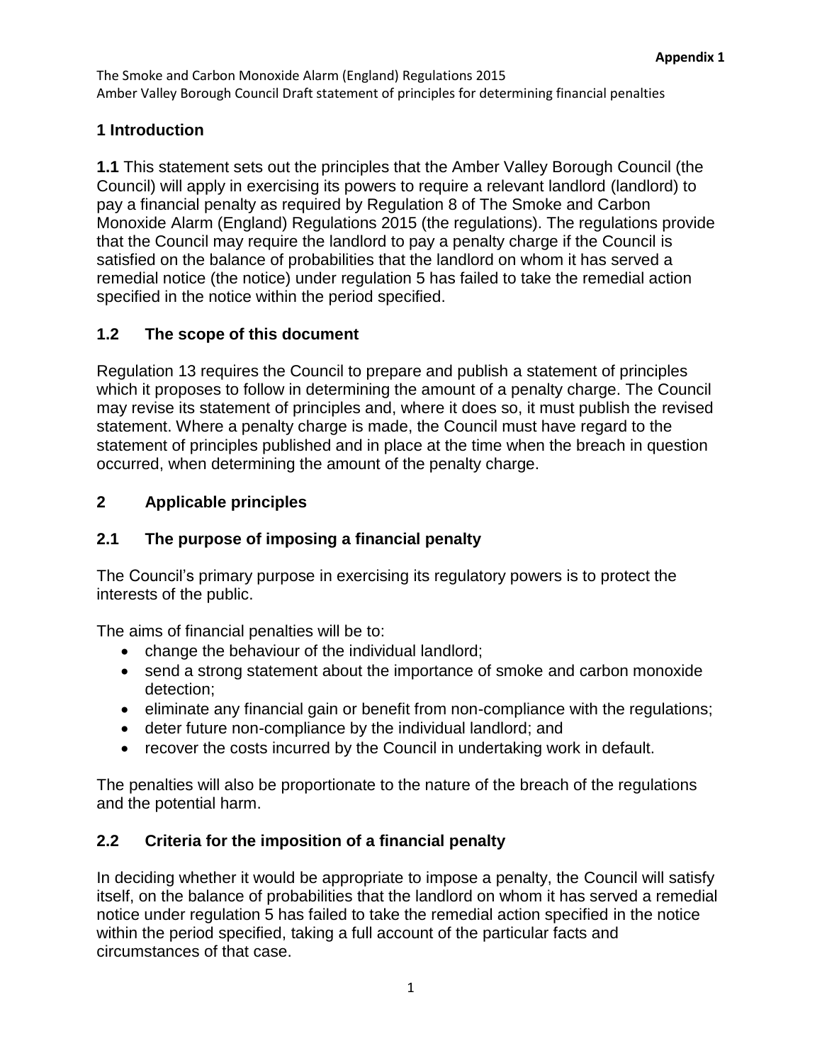**Appendix 1**

The Smoke and Carbon Monoxide Alarm (England) Regulations 2015
Amber Valley Borough Council Draft statement of principles for determining financial penalties

## 1 Introduction

**1.1** This statement sets out the principles that the Amber Valley Borough Council (the Council) will apply in exercising its powers to require a relevant landlord (landlord) to pay a financial penalty as required by Regulation 8 of The Smoke and Carbon Monoxide Alarm (England) Regulations 2015 (the regulations). The regulations provide that the Council may require the landlord to pay a penalty charge if the Council is satisfied on the balance of probabilities that the landlord on whom it has served a remedial notice (the notice) under regulation 5 has failed to take the remedial action specified in the notice within the period specified.

### 1.2 The scope of this document

Regulation 13 requires the Council to prepare and publish a statement of principles which it proposes to follow in determining the amount of a penalty charge. The Council may revise its statement of principles and, where it does so, it must publish the revised statement. Where a penalty charge is made, the Council must have regard to the statement of principles published and in place at the time when the breach in question occurred, when determining the amount of the penalty charge.

## 2 Applicable principles

### 2.1 The purpose of imposing a financial penalty

The Council's primary purpose in exercising its regulatory powers is to protect the interests of the public.

The aims of financial penalties will be to:

- change the behaviour of the individual landlord;
- send a strong statement about the importance of smoke and carbon monoxide detection;
- eliminate any financial gain or benefit from non-compliance with the regulations;
- deter future non-compliance by the individual landlord; and
- recover the costs incurred by the Council in undertaking work in default.

The penalties will also be proportionate to the nature of the breach of the regulations and the potential harm.

### 2.2 Criteria for the imposition of a financial penalty

In deciding whether it would be appropriate to impose a penalty, the Council will satisfy itself, on the balance of probabilities that the landlord on whom it has served a remedial notice under regulation 5 has failed to take the remedial action specified in the notice within the period specified, taking a full account of the particular facts and circumstances of that case.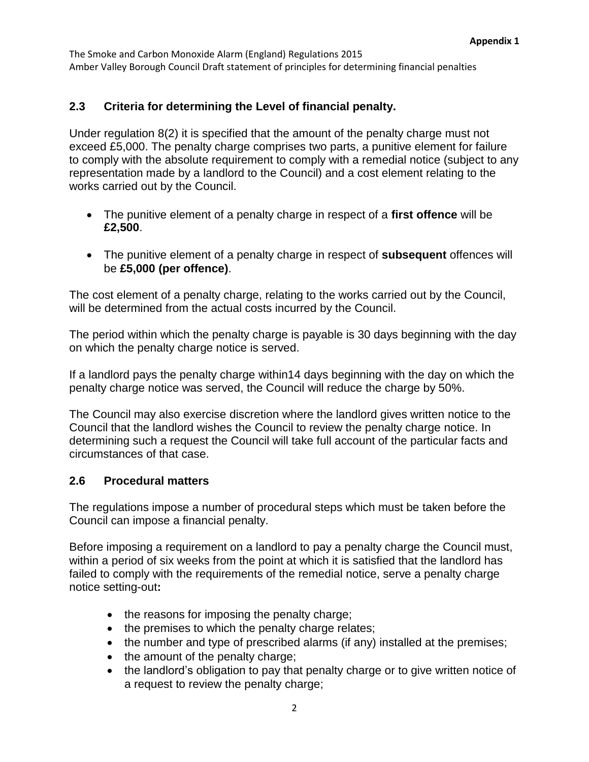## 2.3 Criteria for determining the Level of financial penalty.

Under regulation 8(2) it is specified that the amount of the penalty charge must not exceed £5,000. The penalty charge comprises two parts, a punitive element for failure to comply with the absolute requirement to comply with a remedial notice (subject to any representation made by a landlord to the Council) and a cost element relating to the works carried out by the Council.

- The punitive element of a penalty charge in respect of a **first offence** will be **£2,500**.
- The punitive element of a penalty charge in respect of **subsequent** offences will be **£5,000 (per offence)**.

The cost element of a penalty charge, relating to the works carried out by the Council, will be determined from the actual costs incurred by the Council.

The period within which the penalty charge is payable is 30 days beginning with the day on which the penalty charge notice is served.

If a landlord pays the penalty charge within14 days beginning with the day on which the penalty charge notice was served, the Council will reduce the charge by 50%.

The Council may also exercise discretion where the landlord gives written notice to the Council that the landlord wishes the Council to review the penalty charge notice. In determining such a request the Council will take full account of the particular facts and circumstances of that case.

## 2.6 Procedural matters

The regulations impose a number of procedural steps which must be taken before the Council can impose a financial penalty.

Before imposing a requirement on a landlord to pay a penalty charge the Council must, within a period of six weeks from the point at which it is satisfied that the landlord has failed to comply with the requirements of the remedial notice, serve a penalty charge notice setting-out**:**

- the reasons for imposing the penalty charge;
- the premises to which the penalty charge relates;
- the number and type of prescribed alarms (if any) installed at the premises;
- the amount of the penalty charge;
- the landlord's obligation to pay that penalty charge or to give written notice of a request to review the penalty charge;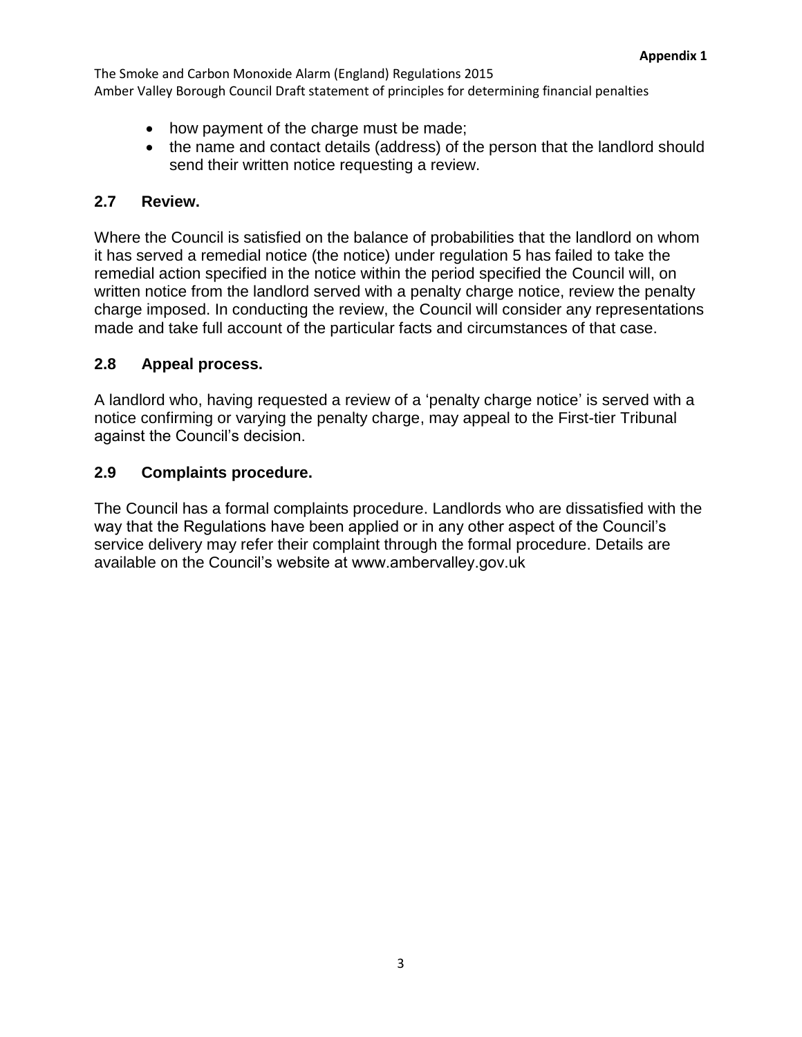- how payment of the charge must be made;
- the name and contact details (address) of the person that the landlord should send their written notice requesting a review.

## 2.7 Review.

Where the Council is satisfied on the balance of probabilities that the landlord on whom it has served a remedial notice (the notice) under regulation 5 has failed to take the remedial action specified in the notice within the period specified the Council will, on written notice from the landlord served with a penalty charge notice, review the penalty charge imposed. In conducting the review, the Council will consider any representations made and take full account of the particular facts and circumstances of that case.

## 2.8 Appeal process.

A landlord who, having requested a review of a 'penalty charge notice' is served with a notice confirming or varying the penalty charge, may appeal to the First-tier Tribunal against the Council's decision.

## 2.9 Complaints procedure.

The Council has a formal complaints procedure. Landlords who are dissatisfied with the way that the Regulations have been applied or in any other aspect of the Council's service delivery may refer their complaint through the formal procedure. Details are available on the Council's website at www.ambervalley.gov.uk